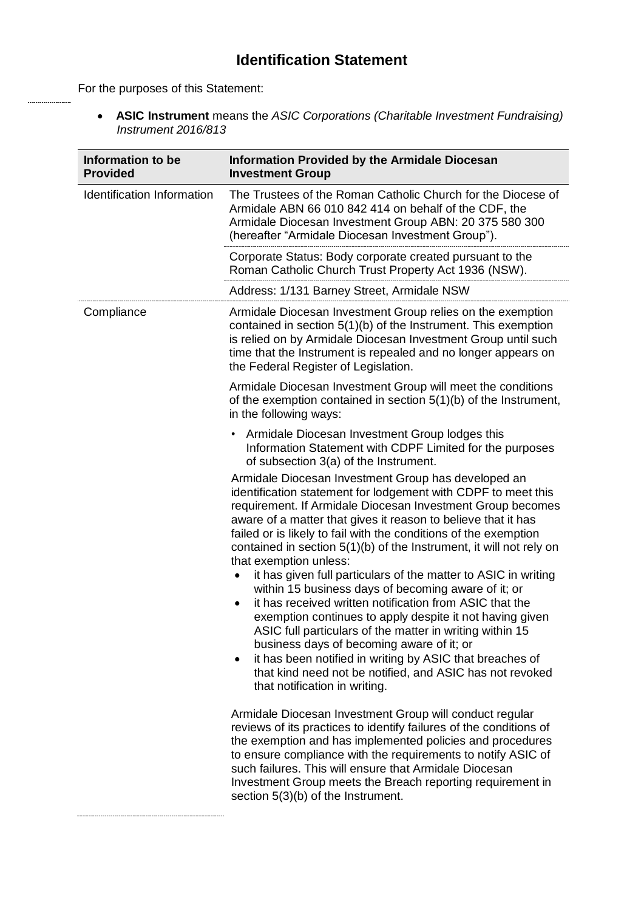# Identification Statement

For the purposes of this Statement:

- **ASIC Instrument** means the *ASIC Corporations (Charitable Investment Fundraising) Instrument 2016/813*

| Information to be Provided | Information Provided by the Armidale Diocesan Investment Group |
|---|---|
| Identification Information | The Trustees of the Roman Catholic Church for the Diocese of Armidale ABN 66 010 842 414 on behalf of the CDF, the Armidale Diocesan Investment Group ABN: 20 375 580 300 (hereafter "Armidale Diocesan Investment Group"). |
| | Corporate Status: Body corporate created pursuant to the Roman Catholic Church Trust Property Act 1936 (NSW). |
| | Address: 1/131 Barney Street, Armidale NSW |
| Compliance | Armidale Diocesan Investment Group relies on the exemption contained in section 5(1)(b) of the Instrument. This exemption is relied on by Armidale Diocesan Investment Group until such time that the Instrument is repealed and no longer appears on the Federal Register of Legislation.<br><br>Armidale Diocesan Investment Group will meet the conditions of the exemption contained in section 5(1)(b) of the Instrument, in the following ways:<br><br>• Armidale Diocesan Investment Group lodges this Information Statement with CDPF Limited for the purposes of subsection 3(a) of the Instrument.<br><br>Armidale Diocesan Investment Group has developed an identification statement for lodgement with CDPF to meet this requirement. If Armidale Diocesan Investment Group becomes aware of a matter that gives it reason to believe that it has failed or is likely to fail with the conditions of the exemption contained in section 5(1)(b) of the Instrument, it will not rely on that exemption unless:<br>• it has given full particulars of the matter to ASIC in writing within 15 business days of becoming aware of it; or<br>• it has received written notification from ASIC that the exemption continues to apply despite it not having given ASIC full particulars of the matter in writing within 15 business days of becoming aware of it; or<br>• it has been notified in writing by ASIC that breaches of that kind need not be notified, and ASIC has not revoked that notification in writing.<br><br>Armidale Diocesan Investment Group will conduct regular reviews of its practices to identify failures of the conditions of the exemption and has implemented policies and procedures to ensure compliance with the requirements to notify ASIC of such failures. This will ensure that Armidale Diocesan Investment Group meets the Breach reporting requirement in section 5(3)(b) of the Instrument. |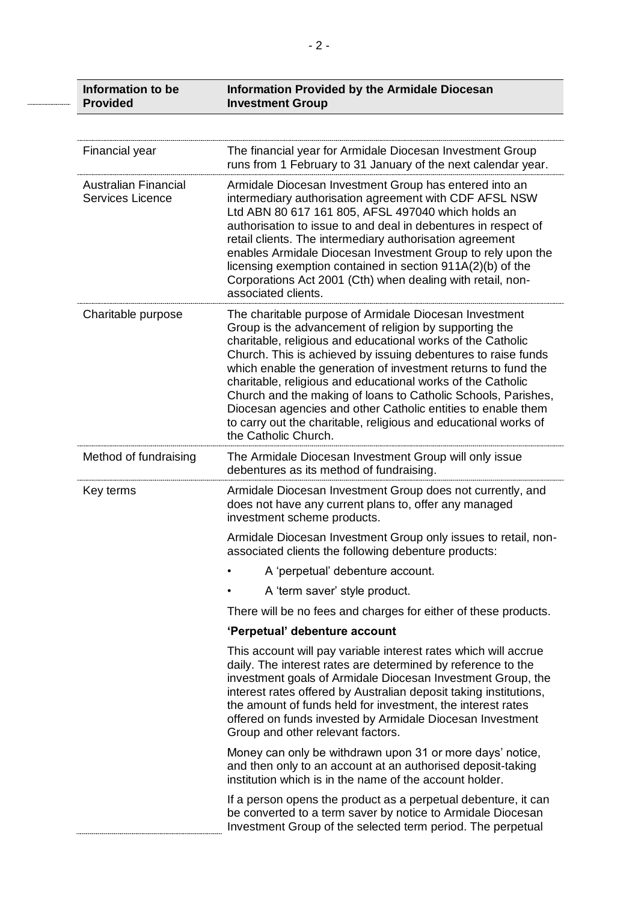| Information to be Provided | Information Provided by the Armidale Diocesan Investment Group |
|---|---|
| Financial year | The financial year for Armidale Diocesan Investment Group runs from 1 February to 31 January of the next calendar year. |
| Australian Financial Services Licence | Armidale Diocesan Investment Group has entered into an intermediary authorisation agreement with CDF AFSL NSW Ltd ABN 80 617 161 805, AFSL 497040 which holds an authorisation to issue to and deal in debentures in respect of retail clients. The intermediary authorisation agreement enables Armidale Diocesan Investment Group to rely upon the licensing exemption contained in section 911A(2)(b) of the Corporations Act 2001 (Cth) when dealing with retail, non-associated clients. |
| Charitable purpose | The charitable purpose of Armidale Diocesan Investment Group is the advancement of religion by supporting the charitable, religious and educational works of the Catholic Church. This is achieved by issuing debentures to raise funds which enable the generation of investment returns to fund the charitable, religious and educational works of the Catholic Church and the making of loans to Catholic Schools, Parishes, Diocesan agencies and other Catholic entities to enable them to carry out the charitable, religious and educational works of the Catholic Church. |
| Method of fundraising | The Armidale Diocesan Investment Group will only issue debentures as its method of fundraising. |
| Key terms | Armidale Diocesan Investment Group does not currently, and does not have any current plans to, offer any managed investment scheme products.<br><br>Armidale Diocesan Investment Group only issues to retail, non-associated clients the following debenture products:<br><br>• A 'perpetual' debenture account.<br>• A 'term saver' style product.<br><br>There will be no fees and charges for either of these products.<br><br>**'Perpetual' debenture account**<br><br>This account will pay variable interest rates which will accrue daily. The interest rates are determined by reference to the investment goals of Armidale Diocesan Investment Group, the interest rates offered by Australian deposit taking institutions, the amount of funds held for investment, the interest rates offered on funds invested by Armidale Diocesan Investment Group and other relevant factors.<br><br>Money can only be withdrawn upon 31 or more days' notice, and then only to an account at an authorised deposit-taking institution which is in the name of the account holder.<br><br>If a person opens the product as a perpetual debenture, it can be converted to a term saver by notice to Armidale Diocesan Investment Group of the selected term period. The perpetual |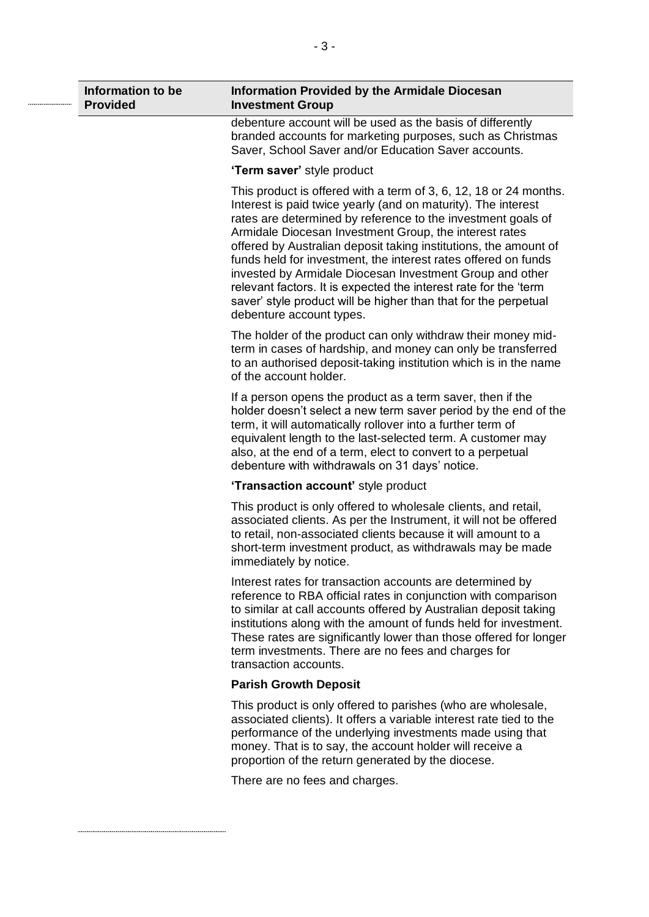| Information to be Provided | Information Provided by the Armidale Diocesan Investment Group |
|---|---|
| | debenture account will be used as the basis of differently branded accounts for marketing purposes, such as Christmas Saver, School Saver and/or Education Saver accounts.<br><br>**'Term saver'** style product<br><br>This product is offered with a term of 3, 6, 12, 18 or 24 months. Interest is paid twice yearly (and on maturity). The interest rates are determined by reference to the investment goals of Armidale Diocesan Investment Group, the interest rates offered by Australian deposit taking institutions, the amount of funds held for investment, the interest rates offered on funds invested by Armidale Diocesan Investment Group and other relevant factors. It is expected the interest rate for the 'term saver' style product will be higher than that for the perpetual debenture account types.<br><br>The holder of the product can only withdraw their money mid-term in cases of hardship, and money can only be transferred to an authorised deposit-taking institution which is in the name of the account holder.<br><br>If a person opens the product as a term saver, then if the holder doesn't select a new term saver period by the end of the term, it will automatically rollover into a further term of equivalent length to the last-selected term. A customer may also, at the end of a term, elect to convert to a perpetual debenture with withdrawals on 31 days' notice.<br><br>**'Transaction account'** style product<br><br>This product is only offered to wholesale clients, and retail, associated clients. As per the Instrument, it will not be offered to retail, non-associated clients because it will amount to a short-term investment product, as withdrawals may be made immediately by notice.<br><br>Interest rates for transaction accounts are determined by reference to RBA official rates in conjunction with comparison to similar at call accounts offered by Australian deposit taking institutions along with the amount of funds held for investment. These rates are significantly lower than those offered for longer term investments. There are no fees and charges for transaction accounts.<br><br>**Parish Growth Deposit**<br><br>This product is only offered to parishes (who are wholesale, associated clients). It offers a variable interest rate tied to the performance of the underlying investments made using that money. That is to say, the account holder will receive a proportion of the return generated by the diocese.<br><br>There are no fees and charges. |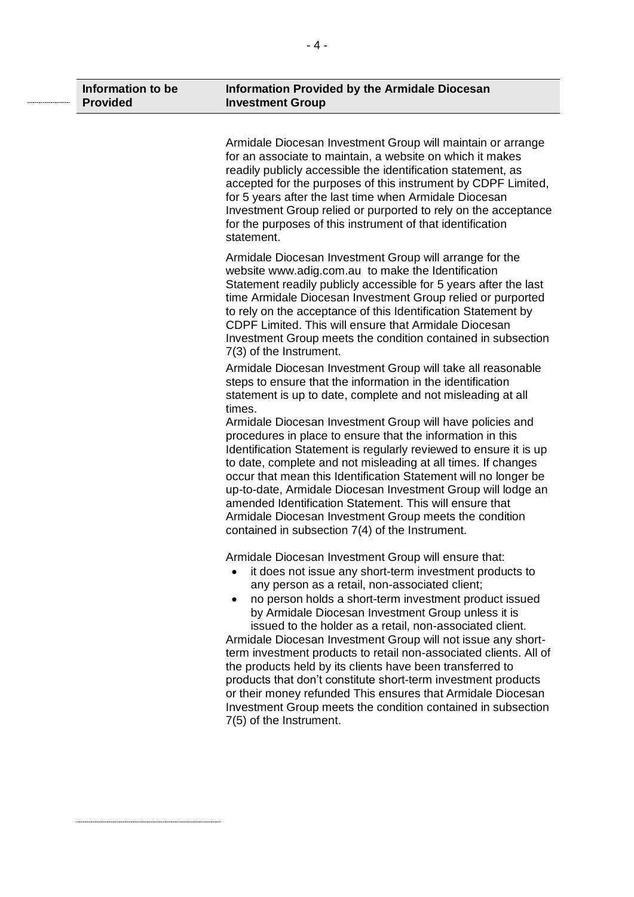| Information to be Provided | Information Provided by the Armidale Diocesan Investment Group |
|---|---|
| | Armidale Diocesan Investment Group will maintain or arrange for an associate to maintain, a website on which it makes readily publicly accessible the identification statement, as accepted for the purposes of this instrument by CDPF Limited, for 5 years after the last time when Armidale Diocesan Investment Group relied or purported to rely on the acceptance for the purposes of this instrument of that identification statement.<br><br>Armidale Diocesan Investment Group will arrange for the website www.adig.com.au to make the Identification Statement readily publicly accessible for 5 years after the last time Armidale Diocesan Investment Group relied or purported to rely on the acceptance of this Identification Statement by CDPF Limited. This will ensure that Armidale Diocesan Investment Group meets the condition contained in subsection 7(3) of the Instrument.<br><br>Armidale Diocesan Investment Group will take all reasonable steps to ensure that the information in the identification statement is up to date, complete and not misleading at all times.<br>Armidale Diocesan Investment Group will have policies and procedures in place to ensure that the information in this Identification Statement is regularly reviewed to ensure it is up to date, complete and not misleading at all times. If changes occur that mean this Identification Statement will no longer be up-to-date, Armidale Diocesan Investment Group will lodge an amended Identification Statement. This will ensure that Armidale Diocesan Investment Group meets the condition contained in subsection 7(4) of the Instrument.<br><br>Armidale Diocesan Investment Group will ensure that:<br>• it does not issue any short-term investment products to any person as a retail, non-associated client;<br>• no person holds a short-term investment product issued by Armidale Diocesan Investment Group unless it is issued to the holder as a retail, non-associated client.<br>Armidale Diocesan Investment Group will not issue any short-term investment products to retail non-associated clients. All of the products held by its clients have been transferred to products that don't constitute short-term investment products or their money refunded This ensures that Armidale Diocesan Investment Group meets the condition contained in subsection 7(5) of the Instrument. |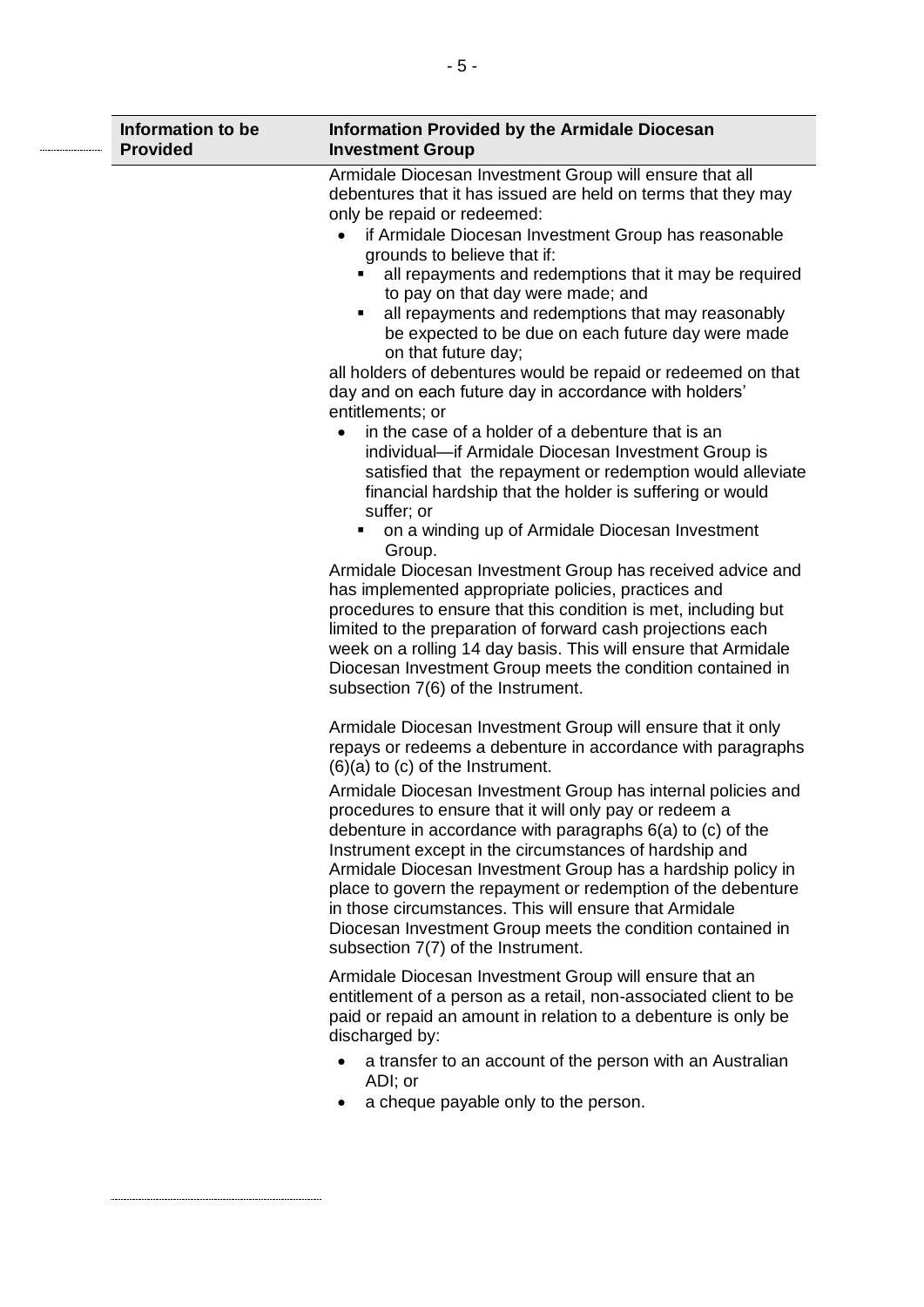| Information to be Provided | Information Provided by the Armidale Diocesan Investment Group |
|---|---|
| | Armidale Diocesan Investment Group will ensure that all debentures that it has issued are held on terms that they may only be repaid or redeemed:<br>• if Armidale Diocesan Investment Group has reasonable grounds to believe that if:<br>&nbsp;&nbsp;&nbsp;&nbsp;▪ all repayments and redemptions that it may be required to pay on that day were made; and<br>&nbsp;&nbsp;&nbsp;&nbsp;▪ all repayments and redemptions that may reasonably be expected to be due on each future day were made on that future day;<br>all holders of debentures would be repaid or redeemed on that day and on each future day in accordance with holders' entitlements; or<br>• in the case of a holder of a debenture that is an individual—if Armidale Diocesan Investment Group is satisfied that the repayment or redemption would alleviate financial hardship that the holder is suffering or would suffer; or<br>&nbsp;&nbsp;&nbsp;&nbsp;▪ on a winding up of Armidale Diocesan Investment Group.<br>Armidale Diocesan Investment Group has received advice and has implemented appropriate policies, practices and procedures to ensure that this condition is met, including but limited to the preparation of forward cash projections each week on a rolling 14 day basis. This will ensure that Armidale Diocesan Investment Group meets the condition contained in subsection 7(6) of the Instrument.<br><br>Armidale Diocesan Investment Group will ensure that it only repays or redeems a debenture in accordance with paragraphs (6)(a) to (c) of the Instrument.<br>Armidale Diocesan Investment Group has internal policies and procedures to ensure that it will only pay or redeem a debenture in accordance with paragraphs 6(a) to (c) of the Instrument except in the circumstances of hardship and Armidale Diocesan Investment Group has a hardship policy in place to govern the repayment or redemption of the debenture in those circumstances. This will ensure that Armidale Diocesan Investment Group meets the condition contained in subsection 7(7) of the Instrument.<br><br>Armidale Diocesan Investment Group will ensure that an entitlement of a person as a retail, non-associated client to be paid or repaid an amount in relation to a debenture is only be discharged by:<br>• a transfer to an account of the person with an Australian ADI; or<br>• a cheque payable only to the person. |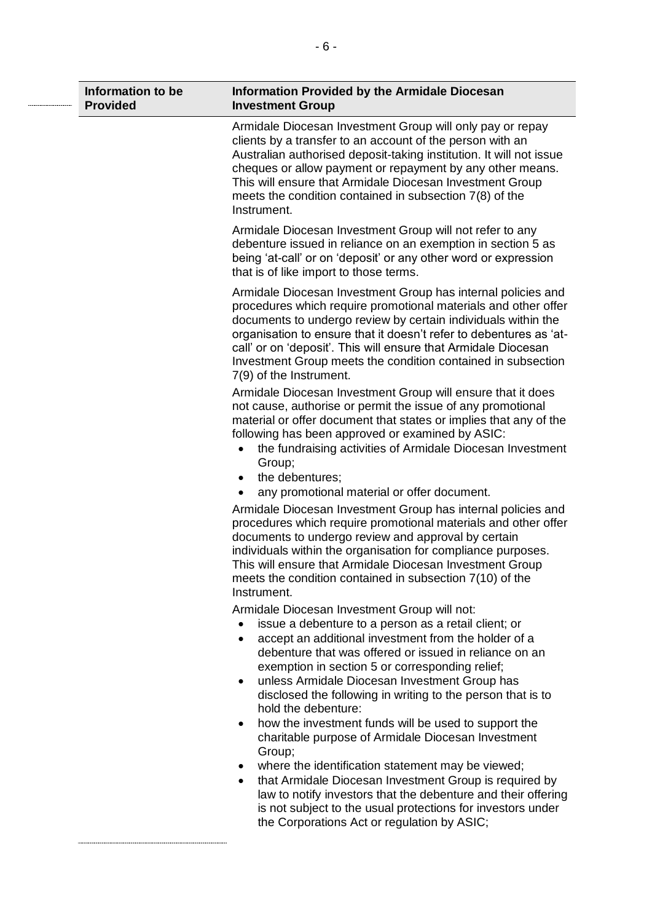| Information to be Provided | Information Provided by the Armidale Diocesan Investment Group |
|---|---|
| | Armidale Diocesan Investment Group will only pay or repay clients by a transfer to an account of the person with an Australian authorised deposit-taking institution. It will not issue cheques or allow payment or repayment by any other means. This will ensure that Armidale Diocesan Investment Group meets the condition contained in subsection 7(8) of the Instrument.<br><br>Armidale Diocesan Investment Group will not refer to any debenture issued in reliance on an exemption in section 5 as being 'at-call' or on 'deposit' or any other word or expression that is of like import to those terms.<br><br>Armidale Diocesan Investment Group has internal policies and procedures which require promotional materials and other offer documents to undergo review by certain individuals within the organisation to ensure that it doesn't refer to debentures as 'at-call' or on 'deposit'. This will ensure that Armidale Diocesan Investment Group meets the condition contained in subsection 7(9) of the Instrument.<br><br>Armidale Diocesan Investment Group will ensure that it does not cause, authorise or permit the issue of any promotional material or offer document that states or implies that any of the following has been approved or examined by ASIC:<br>• the fundraising activities of Armidale Diocesan Investment Group;<br>• the debentures;<br>• any promotional material or offer document.<br><br>Armidale Diocesan Investment Group has internal policies and procedures which require promotional materials and other offer documents to undergo review and approval by certain individuals within the organisation for compliance purposes. This will ensure that Armidale Diocesan Investment Group meets the condition contained in subsection 7(10) of the Instrument.<br><br>Armidale Diocesan Investment Group will not:<br>• issue a debenture to a person as a retail client; or<br>• accept an additional investment from the holder of a debenture that was offered or issued in reliance on an exemption in section 5 or corresponding relief;<br>• unless Armidale Diocesan Investment Group has disclosed the following in writing to the person that is to hold the debenture:<br>• how the investment funds will be used to support the charitable purpose of Armidale Diocesan Investment Group;<br>• where the identification statement may be viewed;<br>• that Armidale Diocesan Investment Group is required by law to notify investors that the debenture and their offering is not subject to the usual protections for investors under the Corporations Act or regulation by ASIC; |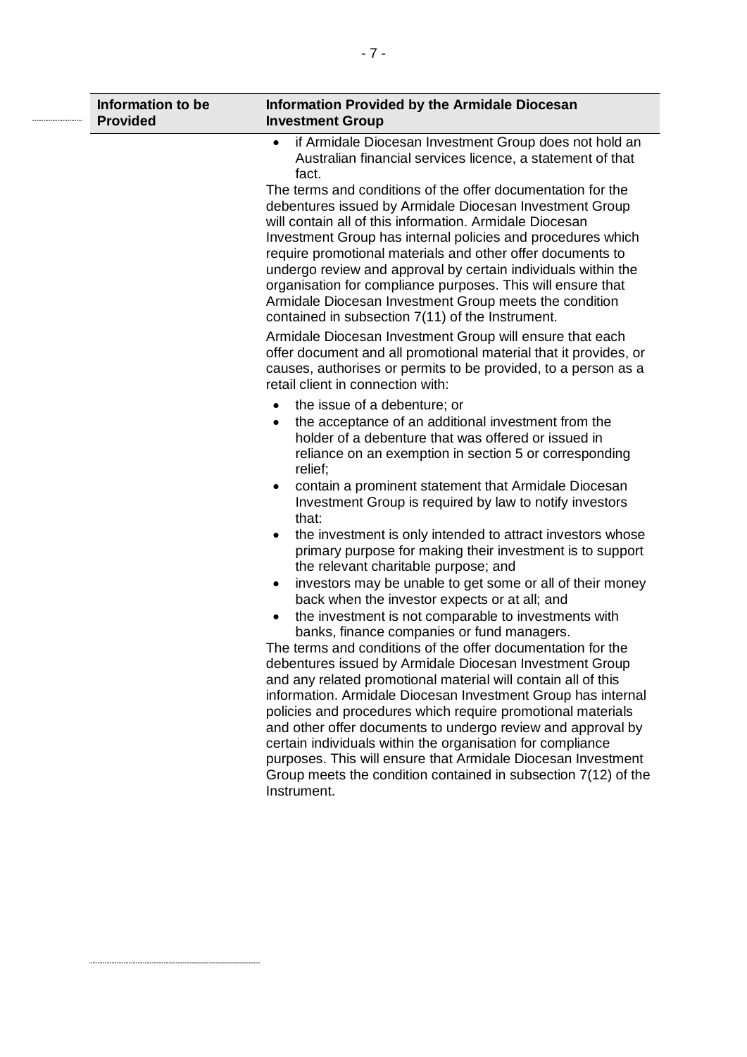| Information to be Provided | Information Provided by the Armidale Diocesan Investment Group |
| --- | --- |
| | • if Armidale Diocesan Investment Group does not hold an Australian financial services licence, a statement of that fact.<br><br>The terms and conditions of the offer documentation for the debentures issued by Armidale Diocesan Investment Group will contain all of this information. Armidale Diocesan Investment Group has internal policies and procedures which require promotional materials and other offer documents to undergo review and approval by certain individuals within the organisation for compliance purposes. This will ensure that Armidale Diocesan Investment Group meets the condition contained in subsection 7(11) of the Instrument.<br><br>Armidale Diocesan Investment Group will ensure that each offer document and all promotional material that it provides, or causes, authorises or permits to be provided, to a person as a retail client in connection with:<br><br>• the issue of a debenture; or<br>• the acceptance of an additional investment from the holder of a debenture that was offered or issued in reliance on an exemption in section 5 or corresponding relief;<br>• contain a prominent statement that Armidale Diocesan Investment Group is required by law to notify investors that:<br>• the investment is only intended to attract investors whose primary purpose for making their investment is to support the relevant charitable purpose; and<br>• investors may be unable to get some or all of their money back when the investor expects or at all; and<br>• the investment is not comparable to investments with banks, finance companies or fund managers.<br><br>The terms and conditions of the offer documentation for the debentures issued by Armidale Diocesan Investment Group and any related promotional material will contain all of this information. Armidale Diocesan Investment Group has internal policies and procedures which require promotional materials and other offer documents to undergo review and approval by certain individuals within the organisation for compliance purposes. This will ensure that Armidale Diocesan Investment Group meets the condition contained in subsection 7(12) of the Instrument. |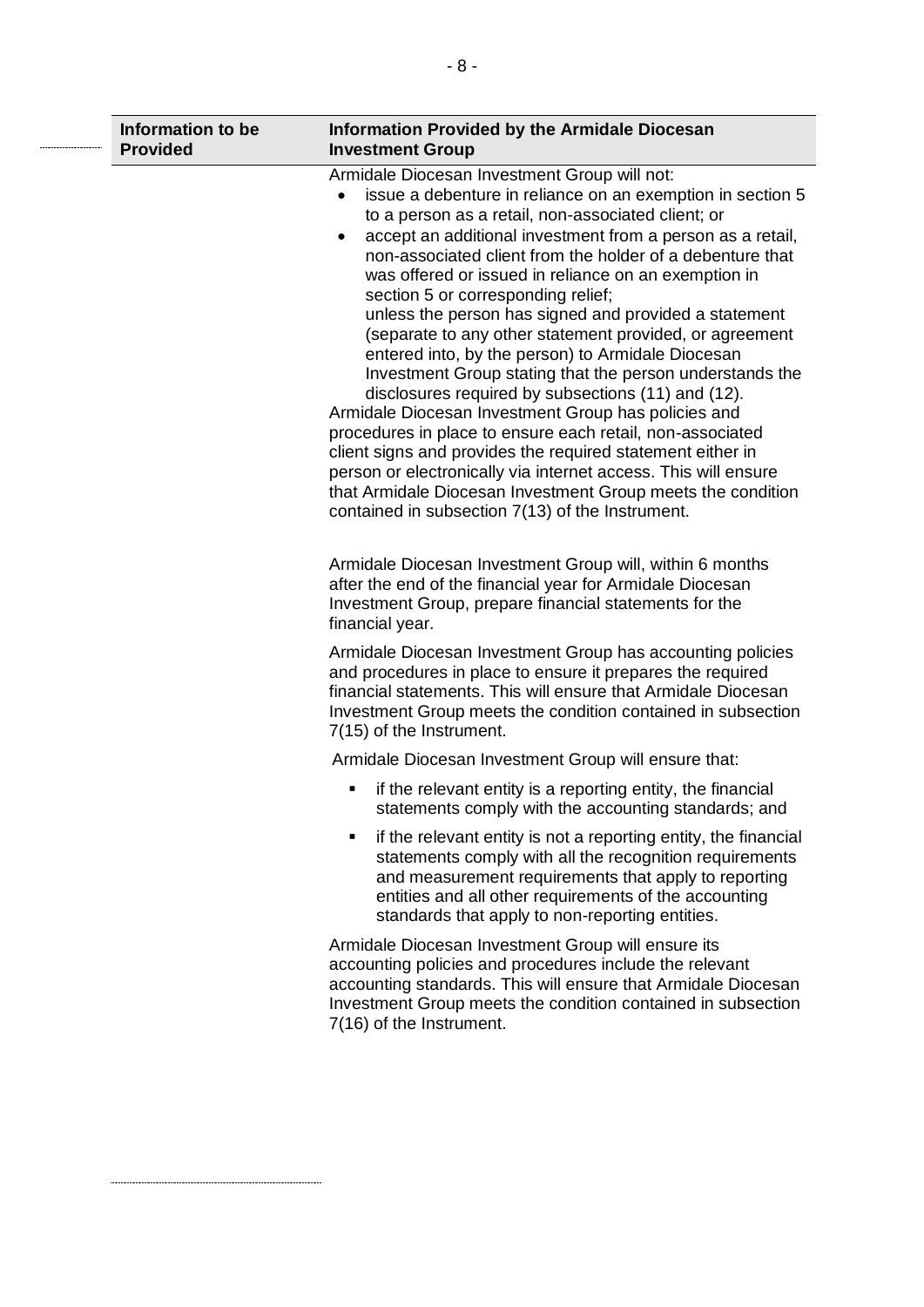| Information to be Provided | Information Provided by the Armidale Diocesan Investment Group |
|---|---|
| | Armidale Diocesan Investment Group will not:<br>• issue a debenture in reliance on an exemption in section 5 to a person as a retail, non-associated client; or<br>• accept an additional investment from a person as a retail, non-associated client from the holder of a debenture that was offered or issued in reliance on an exemption in section 5 or corresponding relief;<br>unless the person has signed and provided a statement (separate to any other statement provided, or agreement entered into, by the person) to Armidale Diocesan Investment Group stating that the person understands the disclosures required by subsections (11) and (12).<br>Armidale Diocesan Investment Group has policies and procedures in place to ensure each retail, non-associated client signs and provides the required statement either in person or electronically via internet access. This will ensure that Armidale Diocesan Investment Group meets the condition contained in subsection 7(13) of the Instrument.<br><br>Armidale Diocesan Investment Group will, within 6 months after the end of the financial year for Armidale Diocesan Investment Group, prepare financial statements for the financial year.<br><br>Armidale Diocesan Investment Group has accounting policies and procedures in place to ensure it prepares the required financial statements. This will ensure that Armidale Diocesan Investment Group meets the condition contained in subsection 7(15) of the Instrument.<br><br>Armidale Diocesan Investment Group will ensure that:<br>▪ if the relevant entity is a reporting entity, the financial statements comply with the accounting standards; and<br>▪ if the relevant entity is not a reporting entity, the financial statements comply with all the recognition requirements and measurement requirements that apply to reporting entities and all other requirements of the accounting standards that apply to non-reporting entities.<br><br>Armidale Diocesan Investment Group will ensure its accounting policies and procedures include the relevant accounting standards. This will ensure that Armidale Diocesan Investment Group meets the condition contained in subsection 7(16) of the Instrument. |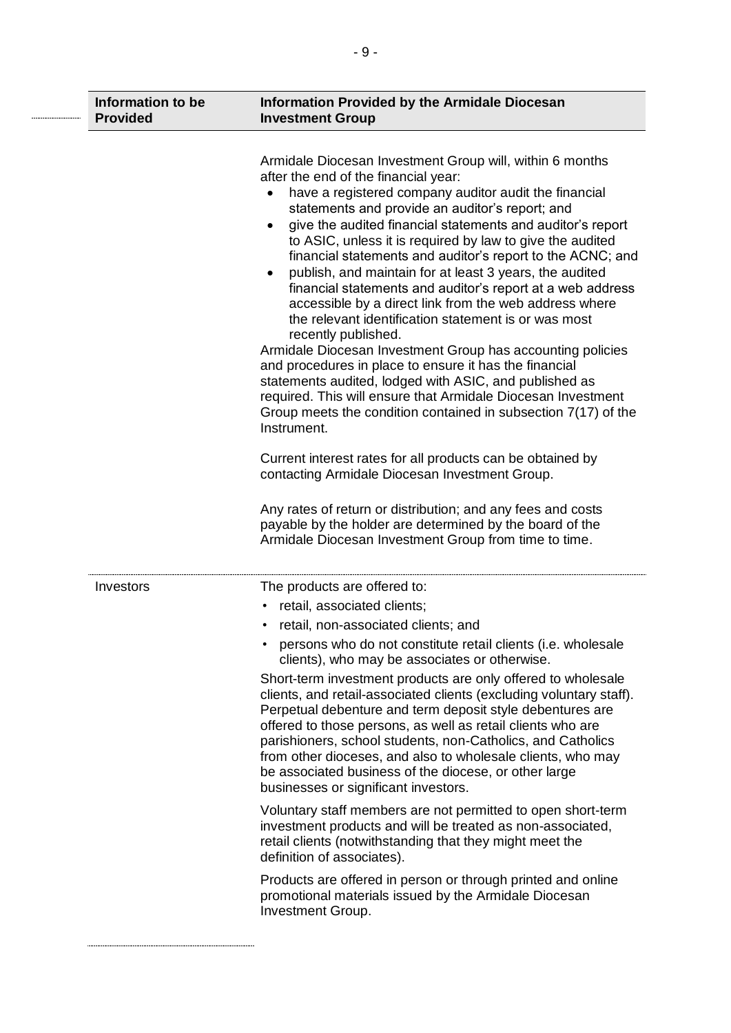| Information to be Provided | Information Provided by the Armidale Diocesan Investment Group |
|---|---|
| | Armidale Diocesan Investment Group will, within 6 months after the end of the financial year:<br>• have a registered company auditor audit the financial statements and provide an auditor's report; and<br>• give the audited financial statements and auditor's report to ASIC, unless it is required by law to give the audited financial statements and auditor's report to the ACNC; and<br>• publish, and maintain for at least 3 years, the audited financial statements and auditor's report at a web address accessible by a direct link from the web address where the relevant identification statement is or was most recently published.<br>Armidale Diocesan Investment Group has accounting policies and procedures in place to ensure it has the financial statements audited, lodged with ASIC, and published as required. This will ensure that Armidale Diocesan Investment Group meets the condition contained in subsection 7(17) of the Instrument.<br><br>Current interest rates for all products can be obtained by contacting Armidale Diocesan Investment Group.<br><br>Any rates of return or distribution; and any fees and costs payable by the holder are determined by the board of the Armidale Diocesan Investment Group from time to time. |
| Investors | The products are offered to:<br>• retail, associated clients;<br>• retail, non-associated clients; and<br>• persons who do not constitute retail clients (i.e. wholesale clients), who may be associates or otherwise.<br>Short-term investment products are only offered to wholesale clients, and retail-associated clients (excluding voluntary staff). Perpetual debenture and term deposit style debentures are offered to those persons, as well as retail clients who are parishioners, school students, non-Catholics, and Catholics from other dioceses, and also to wholesale clients, who may be associated business of the diocese, or other large businesses or significant investors.<br><br>Voluntary staff members are not permitted to open short-term investment products and will be treated as non-associated, retail clients (notwithstanding that they might meet the definition of associates).<br><br>Products are offered in person or through printed and online promotional materials issued by the Armidale Diocesan Investment Group. |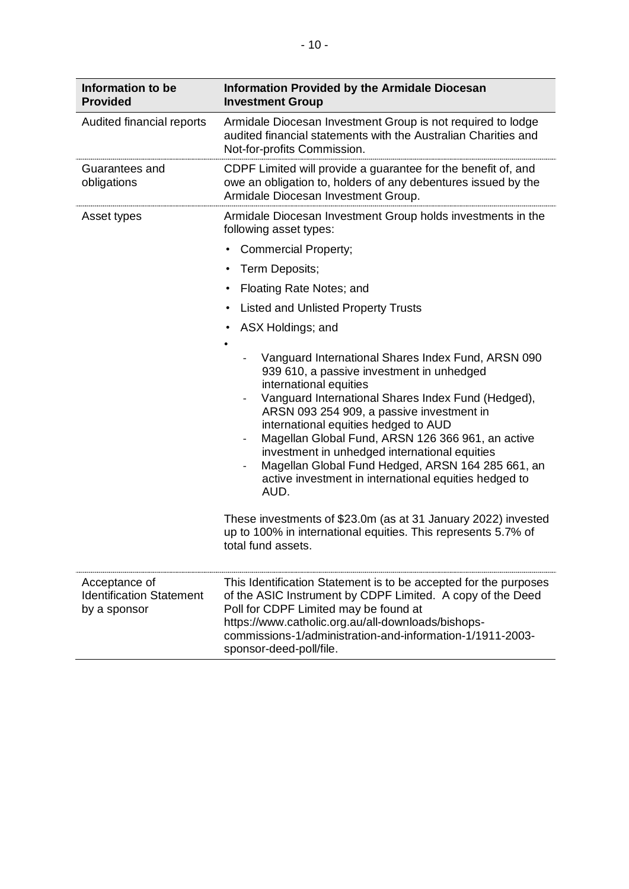| Information to be Provided | Information Provided by the Armidale Diocesan Investment Group |
|---|---|
| Audited financial reports | Armidale Diocesan Investment Group is not required to lodge audited financial statements with the Australian Charities and Not-for-profits Commission. |
| Guarantees and obligations | CDPF Limited will provide a guarantee for the benefit of, and owe an obligation to, holders of any debentures issued by the Armidale Diocesan Investment Group. |
| Asset types | Armidale Diocesan Investment Group holds investments in the following asset types:<br>• Commercial Property;<br>• Term Deposits;<br>• Floating Rate Notes; and<br>• Listed and Unlisted Property Trusts<br>• ASX Holdings; and<br>•<br>- Vanguard International Shares Index Fund, ARSN 090 939 610, a passive investment in unhedged international equities<br>- Vanguard International Shares Index Fund (Hedged), ARSN 093 254 909, a passive investment in international equities hedged to AUD<br>- Magellan Global Fund, ARSN 126 366 961, an active investment in unhedged international equities<br>- Magellan Global Fund Hedged, ARSN 164 285 661, an active investment in international equities hedged to AUD.<br><br>These investments of $23.0m (as at 31 January 2022) invested up to 100% in international equities. This represents 5.7% of total fund assets. |
| Acceptance of Identification Statement by a sponsor | This Identification Statement is to be accepted for the purposes of the ASIC Instrument by CDPF Limited. A copy of the Deed Poll for CDPF Limited may be found at https://www.catholic.org.au/all-downloads/bishops-commissions-1/administration-and-information-1/1911-2003-sponsor-deed-poll/file. |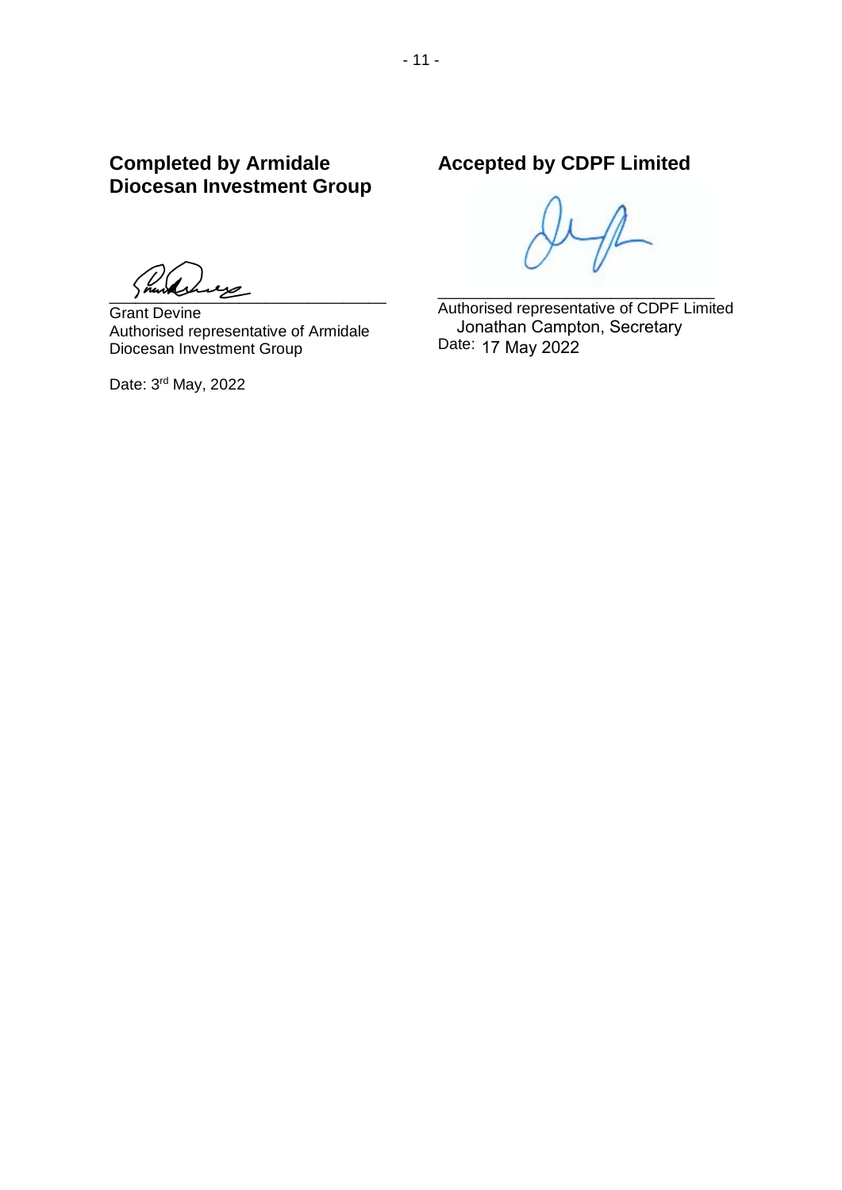**Completed by Armidale Diocesan Investment Group**

\_\_\_\_\_\_\_\_\_\_\_\_\_\_\_\_\_\_\_\_\_\_\_\_\_\_\_\_\_\_\_\_

Grant Devine
Authorised representative of Armidale Diocesan Investment Group

Date: 3rd May, 2022

**Accepted by CDPF Limited**

\_\_\_\_\_\_\_\_\_\_\_\_\_\_\_\_\_\_\_\_\_\_\_\_\_\_\_\_\_\_\_\_

Authorised representative of CDPF Limited
Jonathan Campton, Secretary
Date: 17 May 2022